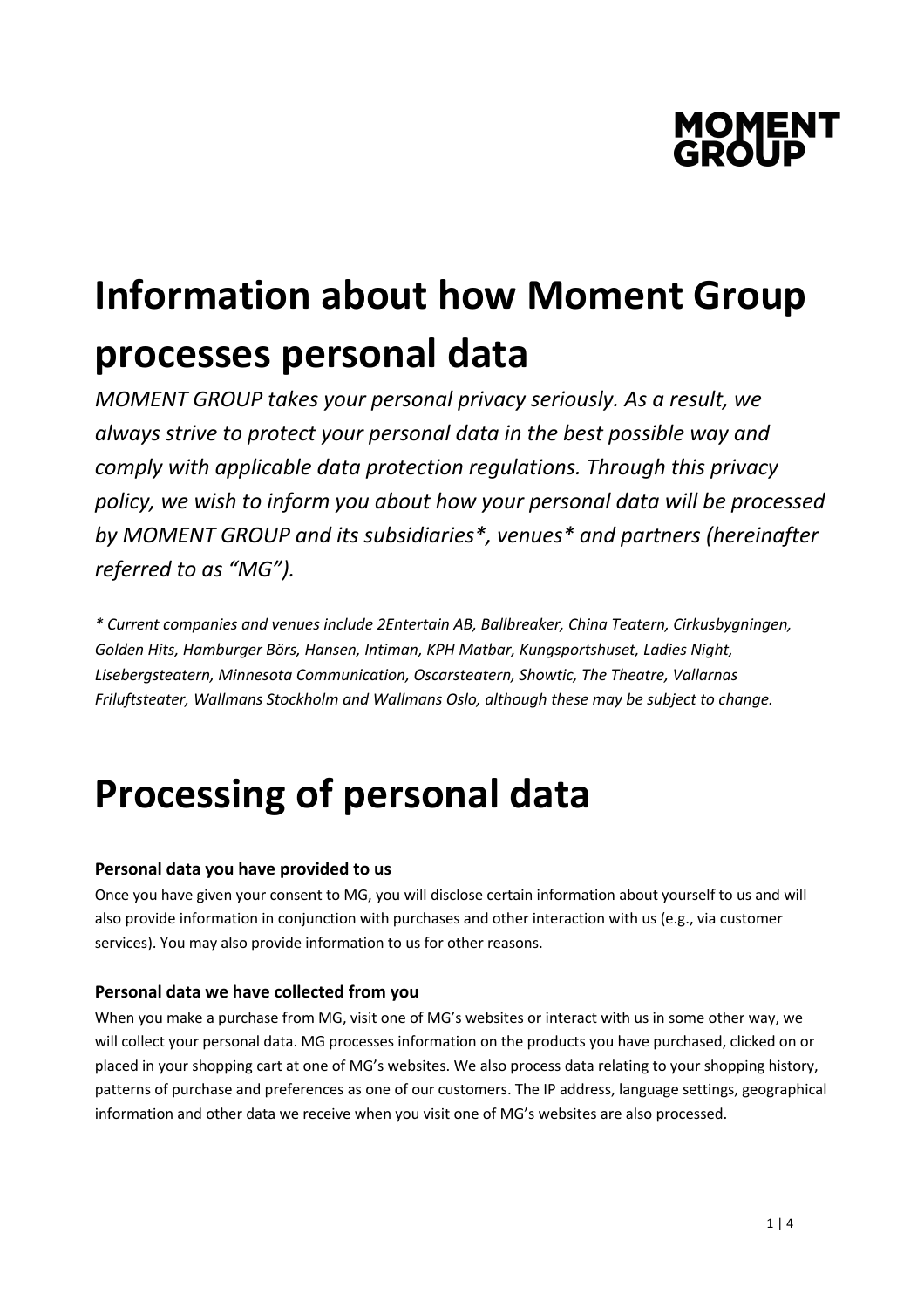# Information about how Moment Group processes personal data

*MOMENT GROUP takes your personal privacy seriously. As a result, we always strive to protect your personal data in the best possible way and comply with applicable data protection regulations. Through this privacy policy, we wish to inform you about how your personal data will be processed by MOMENT GROUP and its subsidiaries*, venues* and partners (hereinafter referred to as "MG").*

*\* Current companies and venues include 2Entertain AB, Ballbreaker, China Teatern, Cirkusbygningen, Golden Hits, Hamburger Börs, Hansen, Intiman, KPH Matbar, Kungsportshuset, Ladies Night, Lisebergsteatern, Minnesota Communication, Oscarsteatern, Showtic, The Theatre, Vallarnas Friluftsteater, Wallmans Stockholm and Wallmans Oslo, although these may be subject to change.*

# Processing of personal data

### Personal data you have provided to us

Once you have given your consent to MG, you will disclose certain information about yourself to us and will also provide information in conjunction with purchases and other interaction with us (e.g., via customer services). You may also provide information to us for other reasons.

### Personal data we have collected from you

When you make a purchase from MG, visit one of MG's websites or interact with us in some other way, we will collect your personal data. MG processes information on the products you have purchased, clicked on or placed in your shopping cart at one of MG's websites. We also process data relating to your shopping history, patterns of purchase and preferences as one of our customers. The IP address, language settings, geographical information and other data we receive when you visit one of MG's websites are also processed.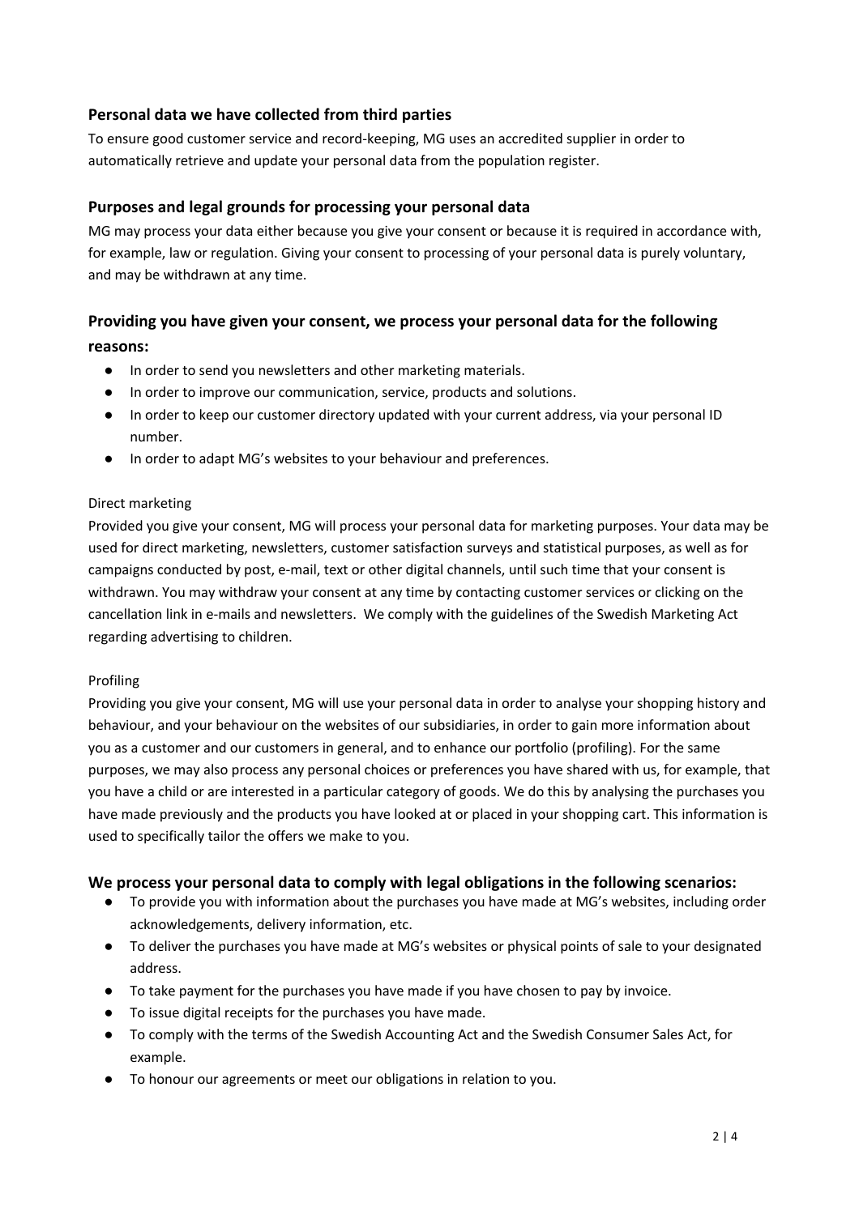## Personal data we have collected from third parties

To ensure good customer service and record-keeping, MG uses an accredited supplier in order to automatically retrieve and update your personal data from the population register.

## Purposes and legal grounds for processing your personal data

MG may process your data either because you give your consent or because it is required in accordance with, for example, law or regulation. Giving your consent to processing of your personal data is purely voluntary, and may be withdrawn at any time.

## Providing you have given your consent, we process your personal data for the following reasons:

- In order to send you newsletters and other marketing materials.
- In order to improve our communication, service, products and solutions.
- In order to keep our customer directory updated with your current address, via your personal ID number.
- In order to adapt MG's websites to your behaviour and preferences.

Direct marketing

Provided you give your consent, MG will process your personal data for marketing purposes. Your data may be used for direct marketing, newsletters, customer satisfaction surveys and statistical purposes, as well as for campaigns conducted by post, e-mail, text or other digital channels, until such time that your consent is withdrawn. You may withdraw your consent at any time by contacting customer services or clicking on the cancellation link in e-mails and newsletters. We comply with the guidelines of the Swedish Marketing Act regarding advertising to children.

Profiling

Providing you give your consent, MG will use your personal data in order to analyse your shopping history and behaviour, and your behaviour on the websites of our subsidiaries, in order to gain more information about you as a customer and our customers in general, and to enhance our portfolio (profiling). For the same purposes, we may also process any personal choices or preferences you have shared with us, for example, that you have a child or are interested in a particular category of goods. We do this by analysing the purchases you have made previously and the products you have looked at or placed in your shopping cart. This information is used to specifically tailor the offers we make to you.

## We process your personal data to comply with legal obligations in the following scenarios:

- To provide you with information about the purchases you have made at MG's websites, including order acknowledgements, delivery information, etc.
- To deliver the purchases you have made at MG's websites or physical points of sale to your designated address.
- To take payment for the purchases you have made if you have chosen to pay by invoice.
- To issue digital receipts for the purchases you have made.
- To comply with the terms of the Swedish Accounting Act and the Swedish Consumer Sales Act, for example.
- To honour our agreements or meet our obligations in relation to you.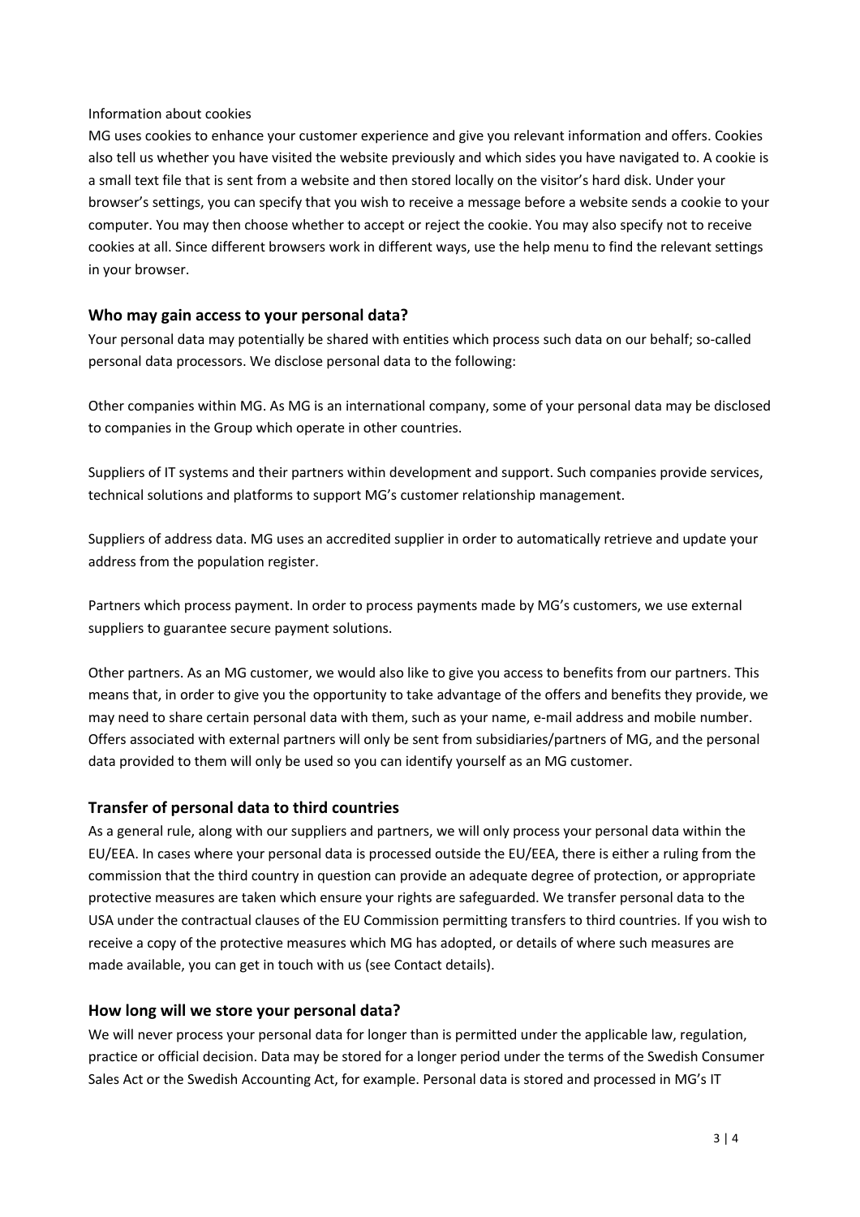Information about cookies

MG uses cookies to enhance your customer experience and give you relevant information and offers. Cookies also tell us whether you have visited the website previously and which sides you have navigated to. A cookie is a small text file that is sent from a website and then stored locally on the visitor's hard disk. Under your browser's settings, you can specify that you wish to receive a message before a website sends a cookie to your computer. You may then choose whether to accept or reject the cookie. You may also specify not to receive cookies at all. Since different browsers work in different ways, use the help menu to find the relevant settings in your browser.

## Who may gain access to your personal data?

Your personal data may potentially be shared with entities which process such data on our behalf; so-called personal data processors. We disclose personal data to the following:

Other companies within MG. As MG is an international company, some of your personal data may be disclosed to companies in the Group which operate in other countries.

Suppliers of IT systems and their partners within development and support. Such companies provide services, technical solutions and platforms to support MG's customer relationship management.

Suppliers of address data. MG uses an accredited supplier in order to automatically retrieve and update your address from the population register.

Partners which process payment. In order to process payments made by MG's customers, we use external suppliers to guarantee secure payment solutions.

Other partners. As an MG customer, we would also like to give you access to benefits from our partners. This means that, in order to give you the opportunity to take advantage of the offers and benefits they provide, we may need to share certain personal data with them, such as your name, e-mail address and mobile number. Offers associated with external partners will only be sent from subsidiaries/partners of MG, and the personal data provided to them will only be used so you can identify yourself as an MG customer.

## Transfer of personal data to third countries

As a general rule, along with our suppliers and partners, we will only process your personal data within the EU/EEA. In cases where your personal data is processed outside the EU/EEA, there is either a ruling from the commission that the third country in question can provide an adequate degree of protection, or appropriate protective measures are taken which ensure your rights are safeguarded. We transfer personal data to the USA under the contractual clauses of the EU Commission permitting transfers to third countries. If you wish to receive a copy of the protective measures which MG has adopted, or details of where such measures are made available, you can get in touch with us (see Contact details).

## How long will we store your personal data?

We will never process your personal data for longer than is permitted under the applicable law, regulation, practice or official decision. Data may be stored for a longer period under the terms of the Swedish Consumer Sales Act or the Swedish Accounting Act, for example. Personal data is stored and processed in MG's IT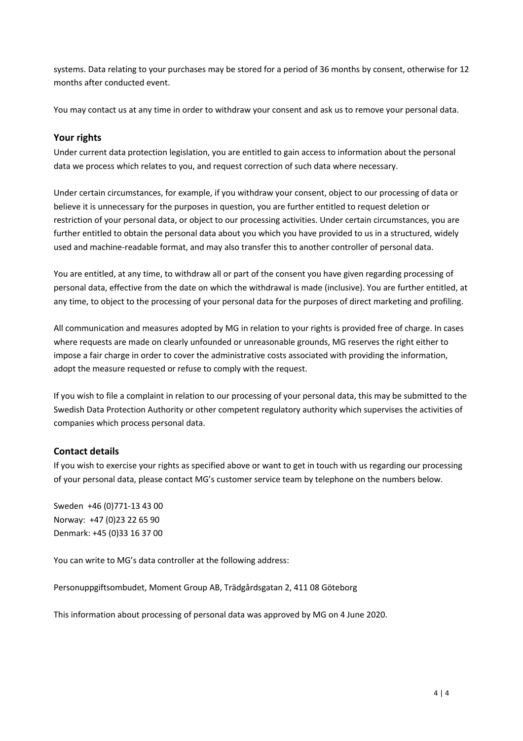systems. Data relating to your purchases may be stored for a period of 36 months by consent, otherwise for 12 months after conducted event.

You may contact us at any time in order to withdraw your consent and ask us to remove your personal data.

## Your rights

Under current data protection legislation, you are entitled to gain access to information about the personal data we process which relates to you, and request correction of such data where necessary.

Under certain circumstances, for example, if you withdraw your consent, object to our processing of data or believe it is unnecessary for the purposes in question, you are further entitled to request deletion or restriction of your personal data, or object to our processing activities. Under certain circumstances, you are further entitled to obtain the personal data about you which you have provided to us in a structured, widely used and machine-readable format, and may also transfer this to another controller of personal data.

You are entitled, at any time, to withdraw all or part of the consent you have given regarding processing of personal data, effective from the date on which the withdrawal is made (inclusive). You are further entitled, at any time, to object to the processing of your personal data for the purposes of direct marketing and profiling.

All communication and measures adopted by MG in relation to your rights is provided free of charge. In cases where requests are made on clearly unfounded or unreasonable grounds, MG reserves the right either to impose a fair charge in order to cover the administrative costs associated with providing the information, adopt the measure requested or refuse to comply with the request.

If you wish to file a complaint in relation to our processing of your personal data, this may be submitted to the Swedish Data Protection Authority or other competent regulatory authority which supervises the activities of companies which process personal data.

## Contact details

If you wish to exercise your rights as specified above or want to get in touch with us regarding our processing of your personal data, please contact MG's customer service team by telephone on the numbers below.

Sweden +46 (0)771-13 43 00
Norway: +47 (0)23 22 65 90
Denmark: +45 (0)33 16 37 00

You can write to MG's data controller at the following address:

Personuppgiftsombudet, Moment Group AB, Trädgårdsgatan 2, 411 08 Göteborg

This information about processing of personal data was approved by MG on 4 June 2020.